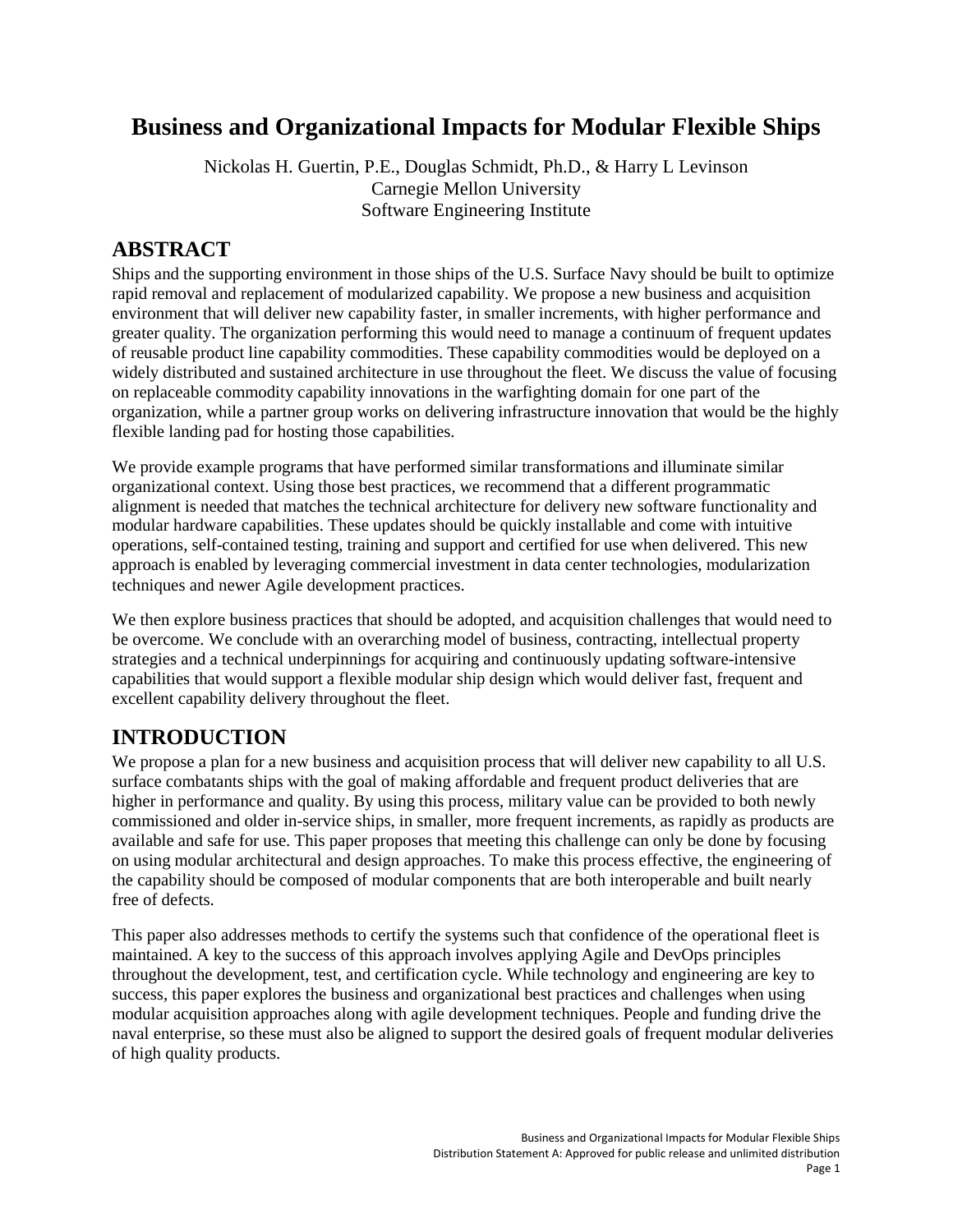# Business and Organizational Impacts for Modular Flexible Ships

Nickolas H. Guertin, P.E., Douglas Schmidt, Ph.D., & Harry L Levinson
Carnegie Mellon University
Software Engineering Institute

## ABSTRACT

Ships and the supporting environment in those ships of the U.S. Surface Navy should be built to optimize rapid removal and replacement of modularized capability. We propose a new business and acquisition environment that will deliver new capability faster, in smaller increments, with higher performance and greater quality. The organization performing this would need to manage a continuum of frequent updates of reusable product line capability commodities. These capability commodities would be deployed on a widely distributed and sustained architecture in use throughout the fleet. We discuss the value of focusing on replaceable commodity capability innovations in the warfighting domain for one part of the organization, while a partner group works on delivering infrastructure innovation that would be the highly flexible landing pad for hosting those capabilities.

We provide example programs that have performed similar transformations and illuminate similar organizational context. Using those best practices, we recommend that a different programmatic alignment is needed that matches the technical architecture for delivery new software functionality and modular hardware capabilities. These updates should be quickly installable and come with intuitive operations, self-contained testing, training and support and certified for use when delivered. This new approach is enabled by leveraging commercial investment in data center technologies, modularization techniques and newer Agile development practices.

We then explore business practices that should be adopted, and acquisition challenges that would need to be overcome. We conclude with an overarching model of business, contracting, intellectual property strategies and a technical underpinnings for acquiring and continuously updating software-intensive capabilities that would support a flexible modular ship design which would deliver fast, frequent and excellent capability delivery throughout the fleet.

## INTRODUCTION

We propose a plan for a new business and acquisition process that will deliver new capability to all U.S. surface combatants ships with the goal of making affordable and frequent product deliveries that are higher in performance and quality. By using this process, military value can be provided to both newly commissioned and older in-service ships, in smaller, more frequent increments, as rapidly as products are available and safe for use. This paper proposes that meeting this challenge can only be done by focusing on using modular architectural and design approaches. To make this process effective, the engineering of the capability should be composed of modular components that are both interoperable and built nearly free of defects.

This paper also addresses methods to certify the systems such that confidence of the operational fleet is maintained. A key to the success of this approach involves applying Agile and DevOps principles throughout the development, test, and certification cycle. While technology and engineering are key to success, this paper explores the business and organizational best practices and challenges when using modular acquisition approaches along with agile development techniques. People and funding drive the naval enterprise, so these must also be aligned to support the desired goals of frequent modular deliveries of high quality products.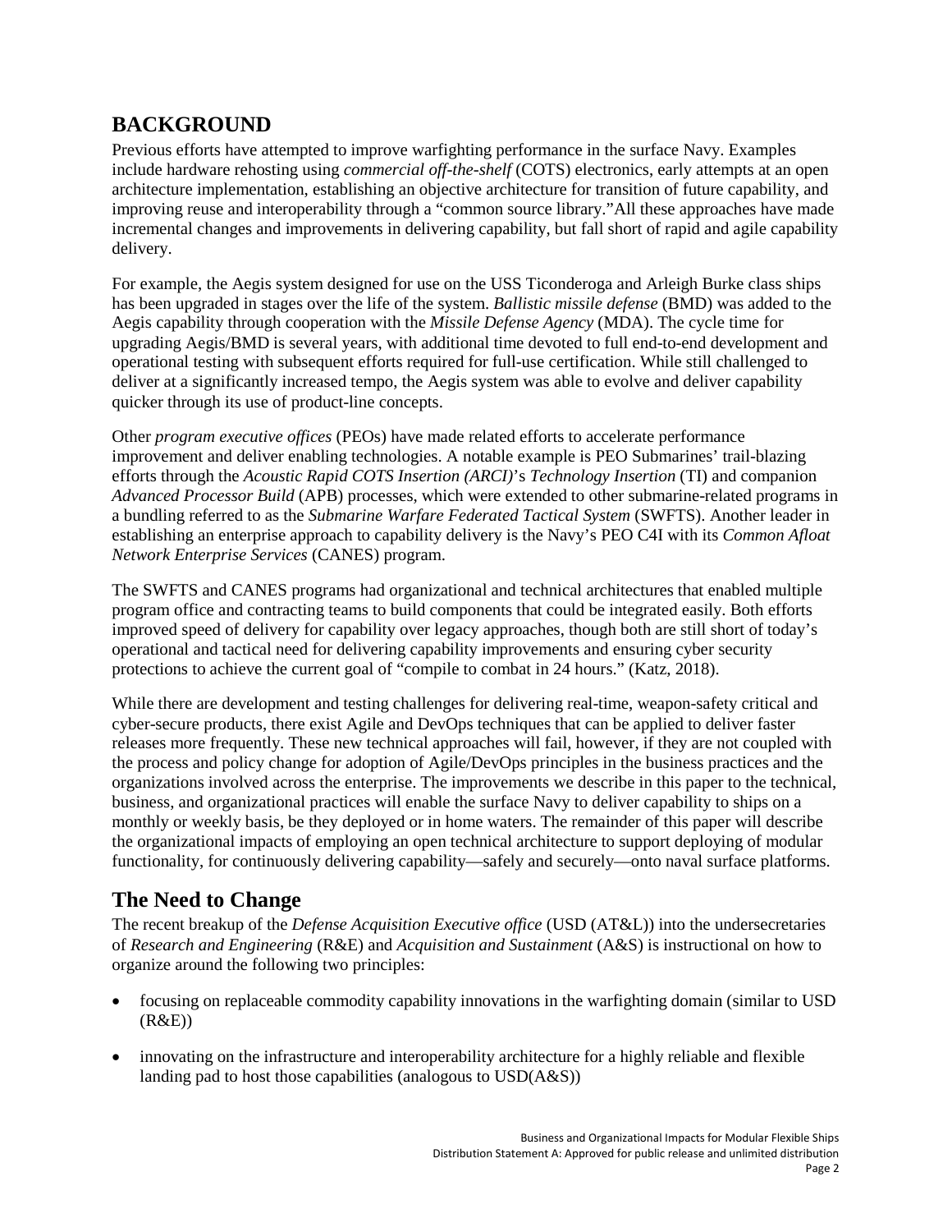## BACKGROUND

Previous efforts have attempted to improve warfighting performance in the surface Navy. Examples include hardware rehosting using *commercial off-the-shelf* (COTS) electronics, early attempts at an open architecture implementation, establishing an objective architecture for transition of future capability, and improving reuse and interoperability through a "common source library."All these approaches have made incremental changes and improvements in delivering capability, but fall short of rapid and agile capability delivery.

For example, the Aegis system designed for use on the USS Ticonderoga and Arleigh Burke class ships has been upgraded in stages over the life of the system. *Ballistic missile defense* (BMD) was added to the Aegis capability through cooperation with the *Missile Defense Agency* (MDA). The cycle time for upgrading Aegis/BMD is several years, with additional time devoted to full end-to-end development and operational testing with subsequent efforts required for full-use certification. While still challenged to deliver at a significantly increased tempo, the Aegis system was able to evolve and deliver capability quicker through its use of product-line concepts.

Other *program executive offices* (PEOs) have made related efforts to accelerate performance improvement and deliver enabling technologies. A notable example is PEO Submarines' trail-blazing efforts through the *Acoustic Rapid COTS Insertion (ARCI)*'s *Technology Insertion* (TI) and companion *Advanced Processor Build* (APB) processes, which were extended to other submarine-related programs in a bundling referred to as the *Submarine Warfare Federated Tactical System* (SWFTS). Another leader in establishing an enterprise approach to capability delivery is the Navy's PEO C4I with its *Common Afloat Network Enterprise Services* (CANES) program.

The SWFTS and CANES programs had organizational and technical architectures that enabled multiple program office and contracting teams to build components that could be integrated easily. Both efforts improved speed of delivery for capability over legacy approaches, though both are still short of today's operational and tactical need for delivering capability improvements and ensuring cyber security protections to achieve the current goal of "compile to combat in 24 hours." (Katz, 2018).

While there are development and testing challenges for delivering real-time, weapon-safety critical and cyber-secure products, there exist Agile and DevOps techniques that can be applied to deliver faster releases more frequently. These new technical approaches will fail, however, if they are not coupled with the process and policy change for adoption of Agile/DevOps principles in the business practices and the organizations involved across the enterprise. The improvements we describe in this paper to the technical, business, and organizational practices will enable the surface Navy to deliver capability to ships on a monthly or weekly basis, be they deployed or in home waters. The remainder of this paper will describe the organizational impacts of employing an open technical architecture to support deploying of modular functionality, for continuously delivering capability—safely and securely—onto naval surface platforms.

## The Need to Change

The recent breakup of the *Defense Acquisition Executive office* (USD (AT&L)) into the undersecretaries of *Research and Engineering* (R&E) and *Acquisition and Sustainment* (A&S) is instructional on how to organize around the following two principles:

- focusing on replaceable commodity capability innovations in the warfighting domain (similar to USD (R&E))
- innovating on the infrastructure and interoperability architecture for a highly reliable and flexible landing pad to host those capabilities (analogous to USD(A&S))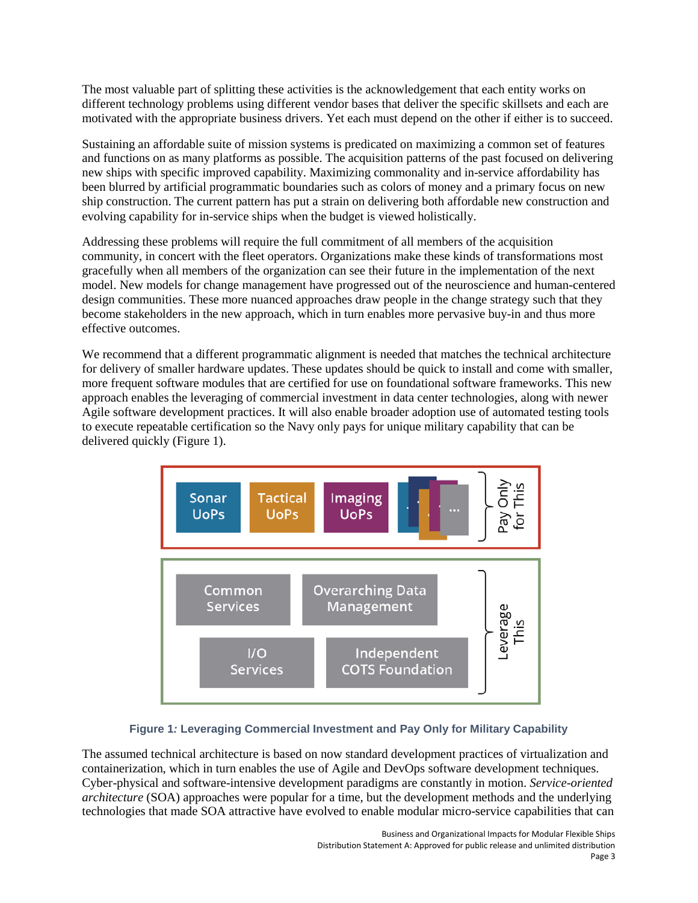The most valuable part of splitting these activities is the acknowledgement that each entity works on different technology problems using different vendor bases that deliver the specific skillsets and each are motivated with the appropriate business drivers. Yet each must depend on the other if either is to succeed.

Sustaining an affordable suite of mission systems is predicated on maximizing a common set of features and functions on as many platforms as possible. The acquisition patterns of the past focused on delivering new ships with specific improved capability. Maximizing commonality and in-service affordability has been blurred by artificial programmatic boundaries such as colors of money and a primary focus on new ship construction. The current pattern has put a strain on delivering both affordable new construction and evolving capability for in-service ships when the budget is viewed holistically.

Addressing these problems will require the full commitment of all members of the acquisition community, in concert with the fleet operators. Organizations make these kinds of transformations most gracefully when all members of the organization can see their future in the implementation of the next model. New models for change management have progressed out of the neuroscience and human-centered design communities. These more nuanced approaches draw people in the change strategy such that they become stakeholders in the new approach, which in turn enables more pervasive buy-in and thus more effective outcomes.

We recommend that a different programmatic alignment is needed that matches the technical architecture for delivery of smaller hardware updates. These updates should be quick to install and come with smaller, more frequent software modules that are certified for use on foundational software frameworks. This new approach enables the leveraging of commercial investment in data center technologies, along with newer Agile software development practices. It will also enable broader adoption use of automated testing tools to execute repeatable certification so the Navy only pays for unique military capability that can be delivered quickly (Figure 1).

Figure 1: Leveraging Commercial Investment and Pay Only for Military Capability

The assumed technical architecture is based on now standard development practices of virtualization and containerization, which in turn enables the use of Agile and DevOps software development techniques. Cyber-physical and software-intensive development paradigms are constantly in motion. *Service-oriented architecture* (SOA) approaches were popular for a time, but the development methods and the underlying technologies that made SOA attractive have evolved to enable modular micro-service capabilities that can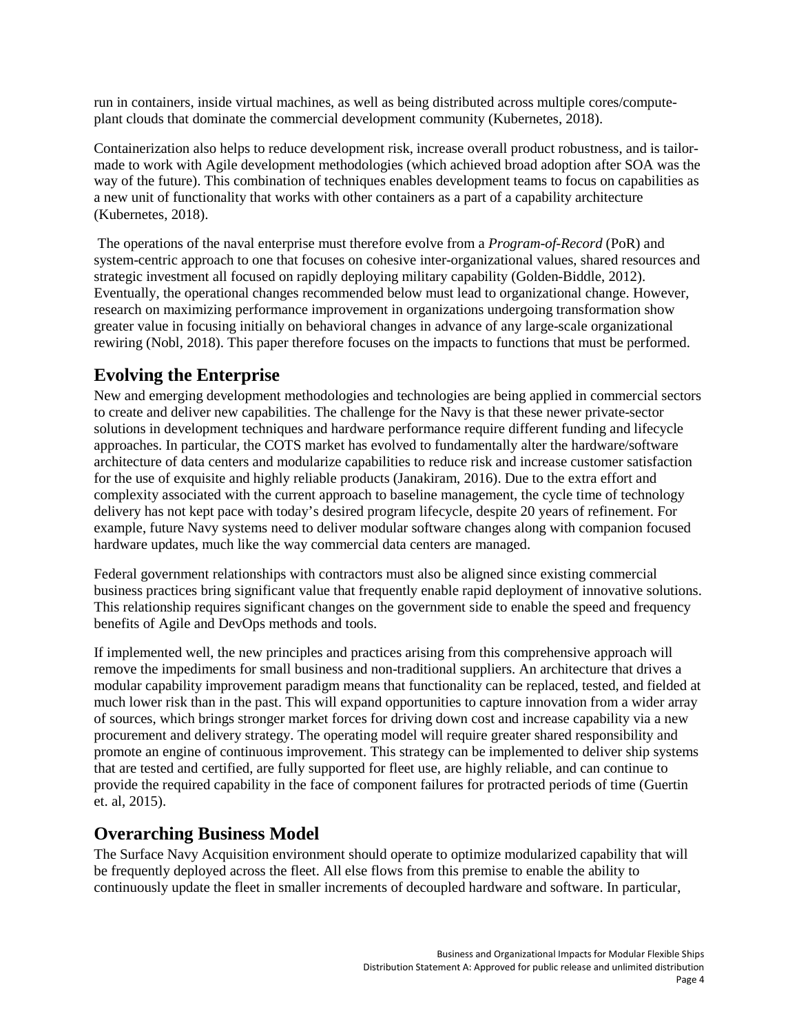run in containers, inside virtual machines, as well as being distributed across multiple cores/compute-plant clouds that dominate the commercial development community (Kubernetes, 2018).

Containerization also helps to reduce development risk, increase overall product robustness, and is tailor-made to work with Agile development methodologies (which achieved broad adoption after SOA was the way of the future). This combination of techniques enables development teams to focus on capabilities as a new unit of functionality that works with other containers as a part of a capability architecture (Kubernetes, 2018).

The operations of the naval enterprise must therefore evolve from a *Program-of-Record* (PoR) and system-centric approach to one that focuses on cohesive inter-organizational values, shared resources and strategic investment all focused on rapidly deploying military capability (Golden-Biddle, 2012). Eventually, the operational changes recommended below must lead to organizational change. However, research on maximizing performance improvement in organizations undergoing transformation show greater value in focusing initially on behavioral changes in advance of any large-scale organizational rewiring (Nobl, 2018). This paper therefore focuses on the impacts to functions that must be performed.

## Evolving the Enterprise

New and emerging development methodologies and technologies are being applied in commercial sectors to create and deliver new capabilities. The challenge for the Navy is that these newer private-sector solutions in development techniques and hardware performance require different funding and lifecycle approaches. In particular, the COTS market has evolved to fundamentally alter the hardware/software architecture of data centers and modularize capabilities to reduce risk and increase customer satisfaction for the use of exquisite and highly reliable products (Janakiram, 2016). Due to the extra effort and complexity associated with the current approach to baseline management, the cycle time of technology delivery has not kept pace with today's desired program lifecycle, despite 20 years of refinement. For example, future Navy systems need to deliver modular software changes along with companion focused hardware updates, much like the way commercial data centers are managed.

Federal government relationships with contractors must also be aligned since existing commercial business practices bring significant value that frequently enable rapid deployment of innovative solutions. This relationship requires significant changes on the government side to enable the speed and frequency benefits of Agile and DevOps methods and tools.

If implemented well, the new principles and practices arising from this comprehensive approach will remove the impediments for small business and non-traditional suppliers. An architecture that drives a modular capability improvement paradigm means that functionality can be replaced, tested, and fielded at much lower risk than in the past. This will expand opportunities to capture innovation from a wider array of sources, which brings stronger market forces for driving down cost and increase capability via a new procurement and delivery strategy. The operating model will require greater shared responsibility and promote an engine of continuous improvement. This strategy can be implemented to deliver ship systems that are tested and certified, are fully supported for fleet use, are highly reliable, and can continue to provide the required capability in the face of component failures for protracted periods of time (Guertin et. al, 2015).

## Overarching Business Model

The Surface Navy Acquisition environment should operate to optimize modularized capability that will be frequently deployed across the fleet. All else flows from this premise to enable the ability to continuously update the fleet in smaller increments of decoupled hardware and software. In particular,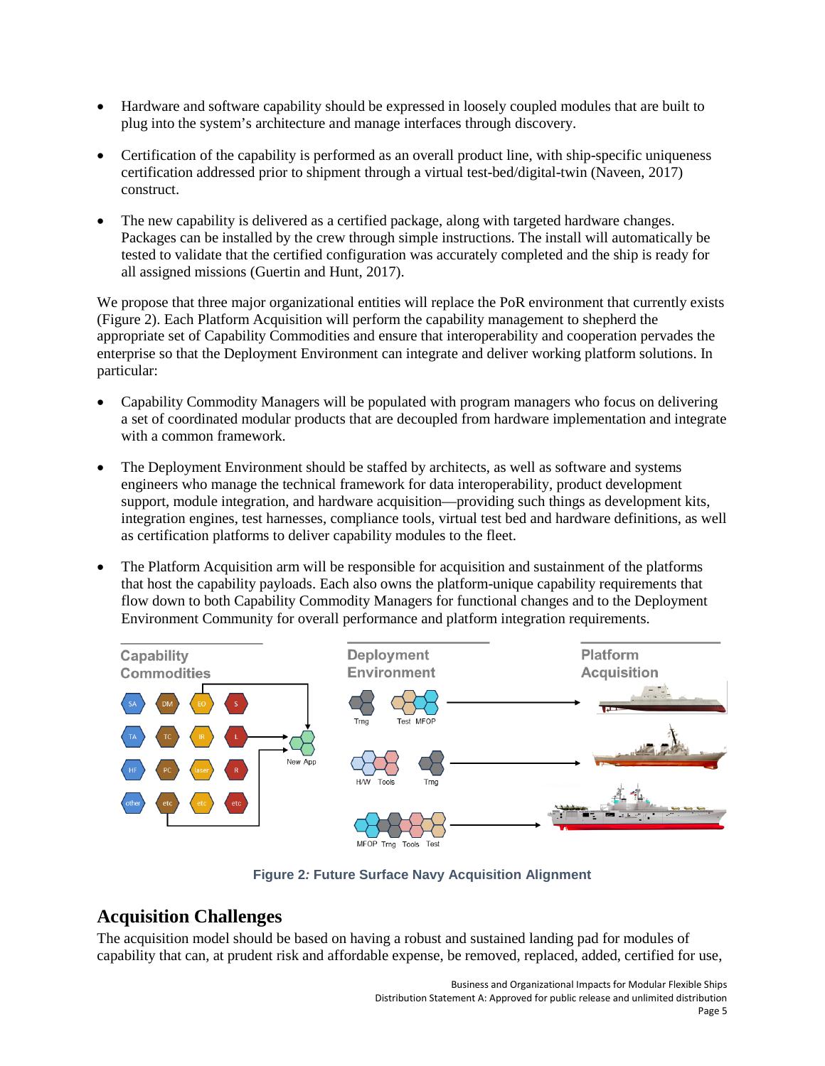- Hardware and software capability should be expressed in loosely coupled modules that are built to plug into the system's architecture and manage interfaces through discovery.
- Certification of the capability is performed as an overall product line, with ship-specific uniqueness certification addressed prior to shipment through a virtual test-bed/digital-twin (Naveen, 2017) construct.
- The new capability is delivered as a certified package, along with targeted hardware changes. Packages can be installed by the crew through simple instructions. The install will automatically be tested to validate that the certified configuration was accurately completed and the ship is ready for all assigned missions (Guertin and Hunt, 2017).

We propose that three major organizational entities will replace the PoR environment that currently exists (Figure 2). Each Platform Acquisition will perform the capability management to shepherd the appropriate set of Capability Commodities and ensure that interoperability and cooperation pervades the enterprise so that the Deployment Environment can integrate and deliver working platform solutions. In particular:

- Capability Commodity Managers will be populated with program managers who focus on delivering a set of coordinated modular products that are decoupled from hardware implementation and integrate with a common framework.
- The Deployment Environment should be staffed by architects, as well as software and systems engineers who manage the technical framework for data interoperability, product development support, module integration, and hardware acquisition—providing such things as development kits, integration engines, test harnesses, compliance tools, virtual test bed and hardware definitions, as well as certification platforms to deliver capability modules to the fleet.
- The Platform Acquisition arm will be responsible for acquisition and sustainment of the platforms that host the capability payloads. Each also owns the platform-unique capability requirements that flow down to both Capability Commodity Managers for functional changes and to the Deployment Environment Community for overall performance and platform integration requirements.

**Figure 2: Future Surface Navy Acquisition Alignment**

## Acquisition Challenges

The acquisition model should be based on having a robust and sustained landing pad for modules of capability that can, at prudent risk and affordable expense, be removed, replaced, added, certified for use,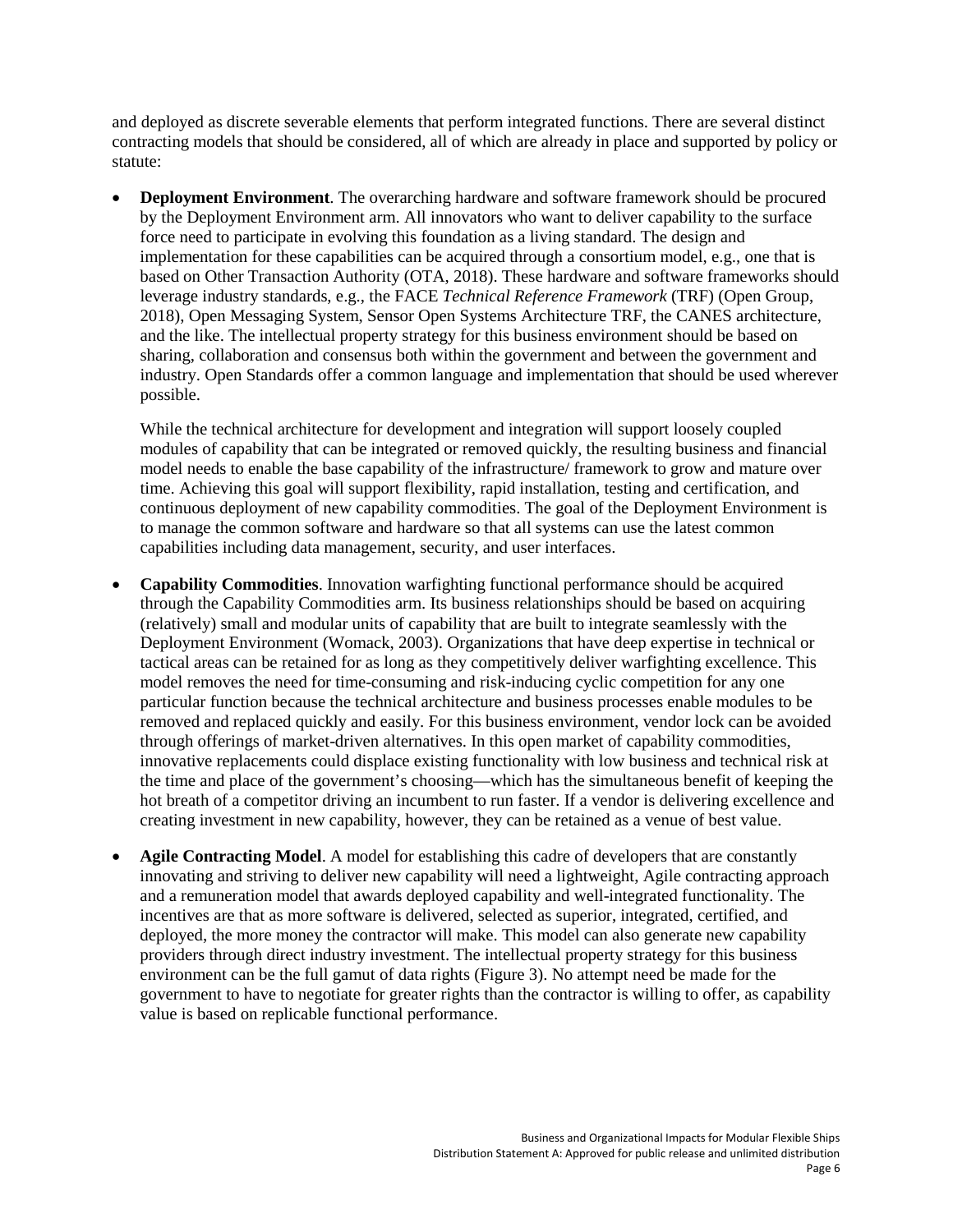and deployed as discrete severable elements that perform integrated functions. There are several distinct contracting models that should be considered, all of which are already in place and supported by policy or statute:

- **Deployment Environment**. The overarching hardware and software framework should be procured by the Deployment Environment arm. All innovators who want to deliver capability to the surface force need to participate in evolving this foundation as a living standard. The design and implementation for these capabilities can be acquired through a consortium model, e.g., one that is based on Other Transaction Authority (OTA, 2018). These hardware and software frameworks should leverage industry standards, e.g., the FACE *Technical Reference Framework* (TRF) (Open Group, 2018), Open Messaging System, Sensor Open Systems Architecture TRF, the CANES architecture, and the like. The intellectual property strategy for this business environment should be based on sharing, collaboration and consensus both within the government and between the government and industry. Open Standards offer a common language and implementation that should be used wherever possible.

  While the technical architecture for development and integration will support loosely coupled modules of capability that can be integrated or removed quickly, the resulting business and financial model needs to enable the base capability of the infrastructure/ framework to grow and mature over time. Achieving this goal will support flexibility, rapid installation, testing and certification, and continuous deployment of new capability commodities. The goal of the Deployment Environment is to manage the common software and hardware so that all systems can use the latest common capabilities including data management, security, and user interfaces.

- **Capability Commodities**. Innovation warfighting functional performance should be acquired through the Capability Commodities arm. Its business relationships should be based on acquiring (relatively) small and modular units of capability that are built to integrate seamlessly with the Deployment Environment (Womack, 2003). Organizations that have deep expertise in technical or tactical areas can be retained for as long as they competitively deliver warfighting excellence. This model removes the need for time-consuming and risk-inducing cyclic competition for any one particular function because the technical architecture and business processes enable modules to be removed and replaced quickly and easily. For this business environment, vendor lock can be avoided through offerings of market-driven alternatives. In this open market of capability commodities, innovative replacements could displace existing functionality with low business and technical risk at the time and place of the government's choosing—which has the simultaneous benefit of keeping the hot breath of a competitor driving an incumbent to run faster. If a vendor is delivering excellence and creating investment in new capability, however, they can be retained as a venue of best value.

- **Agile Contracting Model**. A model for establishing this cadre of developers that are constantly innovating and striving to deliver new capability will need a lightweight, Agile contracting approach and a remuneration model that awards deployed capability and well-integrated functionality. The incentives are that as more software is delivered, selected as superior, integrated, certified, and deployed, the more money the contractor will make. This model can also generate new capability providers through direct industry investment. The intellectual property strategy for this business environment can be the full gamut of data rights (Figure 3). No attempt need be made for the government to have to negotiate for greater rights than the contractor is willing to offer, as capability value is based on replicable functional performance.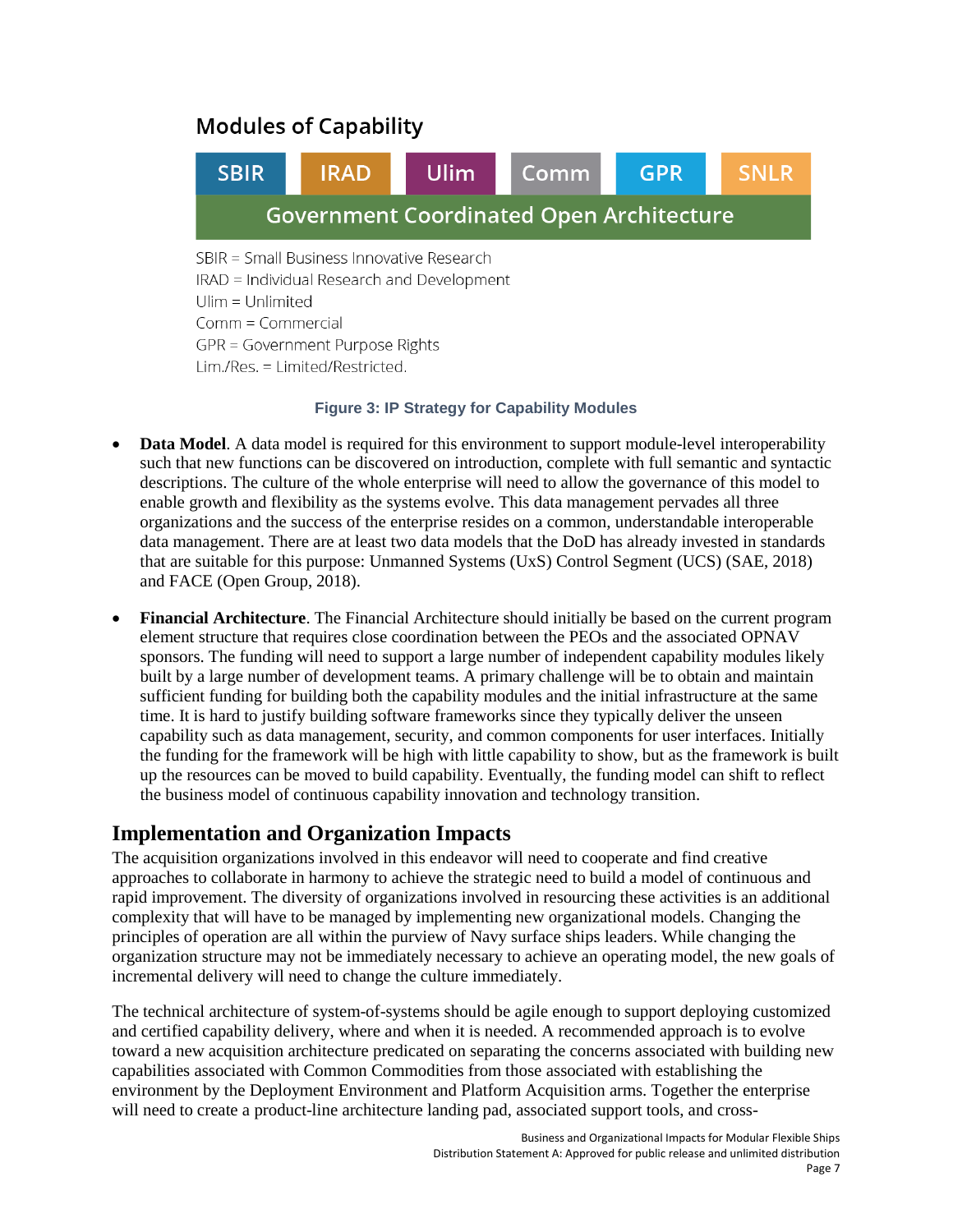### Modules of Capability

| SBIR | IRAD | Ulim | Comm | GPR | SNLR |
|---|---|---|---|---|---|
| Government Coordinated Open Architecture | | | | | |

SBIR = Small Business Innovative Research
IRAD = Individual Research and Development
Ulim = Unlimited
Comm = Commercial
GPR = Government Purpose Rights
Lim./Res. = Limited/Restricted.

**Figure 3: IP Strategy for Capability Modules**

- **Data Model**. A data model is required for this environment to support module-level interoperability such that new functions can be discovered on introduction, complete with full semantic and syntactic descriptions. The culture of the whole enterprise will need to allow the governance of this model to enable growth and flexibility as the systems evolve. This data management pervades all three organizations and the success of the enterprise resides on a common, understandable interoperable data management. There are at least two data models that the DoD has already invested in standards that are suitable for this purpose: Unmanned Systems (UxS) Control Segment (UCS) (SAE, 2018) and FACE (Open Group, 2018).

- **Financial Architecture**. The Financial Architecture should initially be based on the current program element structure that requires close coordination between the PEOs and the associated OPNAV sponsors. The funding will need to support a large number of independent capability modules likely built by a large number of development teams. A primary challenge will be to obtain and maintain sufficient funding for building both the capability modules and the initial infrastructure at the same time. It is hard to justify building software frameworks since they typically deliver the unseen capability such as data management, security, and common components for user interfaces. Initially the funding for the framework will be high with little capability to show, but as the framework is built up the resources can be moved to build capability. Eventually, the funding model can shift to reflect the business model of continuous capability innovation and technology transition.

## Implementation and Organization Impacts

The acquisition organizations involved in this endeavor will need to cooperate and find creative approaches to collaborate in harmony to achieve the strategic need to build a model of continuous and rapid improvement. The diversity of organizations involved in resourcing these activities is an additional complexity that will have to be managed by implementing new organizational models. Changing the principles of operation are all within the purview of Navy surface ships leaders. While changing the organization structure may not be immediately necessary to achieve an operating model, the new goals of incremental delivery will need to change the culture immediately.

The technical architecture of system-of-systems should be agile enough to support deploying customized and certified capability delivery, where and when it is needed. A recommended approach is to evolve toward a new acquisition architecture predicated on separating the concerns associated with building new capabilities associated with Common Commodities from those associated with establishing the environment by the Deployment Environment and Platform Acquisition arms. Together the enterprise will need to create a product-line architecture landing pad, associated support tools, and cross-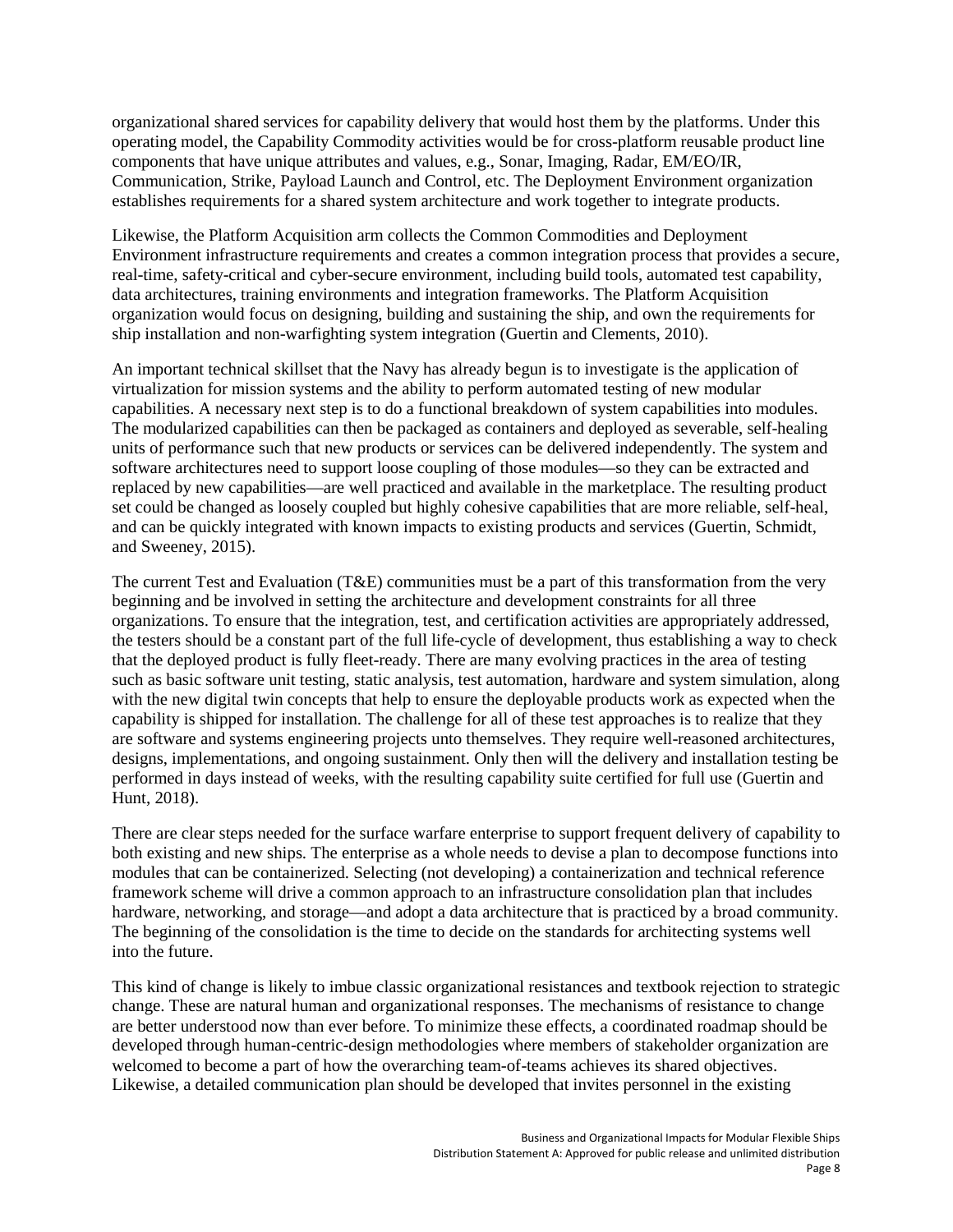organizational shared services for capability delivery that would host them by the platforms. Under this operating model, the Capability Commodity activities would be for cross-platform reusable product line components that have unique attributes and values, e.g., Sonar, Imaging, Radar, EM/EO/IR, Communication, Strike, Payload Launch and Control, etc. The Deployment Environment organization establishes requirements for a shared system architecture and work together to integrate products.

Likewise, the Platform Acquisition arm collects the Common Commodities and Deployment Environment infrastructure requirements and creates a common integration process that provides a secure, real-time, safety-critical and cyber-secure environment, including build tools, automated test capability, data architectures, training environments and integration frameworks. The Platform Acquisition organization would focus on designing, building and sustaining the ship, and own the requirements for ship installation and non-warfighting system integration (Guertin and Clements, 2010).

An important technical skillset that the Navy has already begun is to investigate is the application of virtualization for mission systems and the ability to perform automated testing of new modular capabilities. A necessary next step is to do a functional breakdown of system capabilities into modules. The modularized capabilities can then be packaged as containers and deployed as severable, self-healing units of performance such that new products or services can be delivered independently. The system and software architectures need to support loose coupling of those modules—so they can be extracted and replaced by new capabilities—are well practiced and available in the marketplace. The resulting product set could be changed as loosely coupled but highly cohesive capabilities that are more reliable, self-heal, and can be quickly integrated with known impacts to existing products and services (Guertin, Schmidt, and Sweeney, 2015).

The current Test and Evaluation (T&E) communities must be a part of this transformation from the very beginning and be involved in setting the architecture and development constraints for all three organizations. To ensure that the integration, test, and certification activities are appropriately addressed, the testers should be a constant part of the full life-cycle of development, thus establishing a way to check that the deployed product is fully fleet-ready. There are many evolving practices in the area of testing such as basic software unit testing, static analysis, test automation, hardware and system simulation, along with the new digital twin concepts that help to ensure the deployable products work as expected when the capability is shipped for installation. The challenge for all of these test approaches is to realize that they are software and systems engineering projects unto themselves. They require well-reasoned architectures, designs, implementations, and ongoing sustainment. Only then will the delivery and installation testing be performed in days instead of weeks, with the resulting capability suite certified for full use (Guertin and Hunt, 2018).

There are clear steps needed for the surface warfare enterprise to support frequent delivery of capability to both existing and new ships. The enterprise as a whole needs to devise a plan to decompose functions into modules that can be containerized. Selecting (not developing) a containerization and technical reference framework scheme will drive a common approach to an infrastructure consolidation plan that includes hardware, networking, and storage—and adopt a data architecture that is practiced by a broad community. The beginning of the consolidation is the time to decide on the standards for architecting systems well into the future.

This kind of change is likely to imbue classic organizational resistances and textbook rejection to strategic change. These are natural human and organizational responses. The mechanisms of resistance to change are better understood now than ever before. To minimize these effects, a coordinated roadmap should be developed through human-centric-design methodologies where members of stakeholder organization are welcomed to become a part of how the overarching team-of-teams achieves its shared objectives. Likewise, a detailed communication plan should be developed that invites personnel in the existing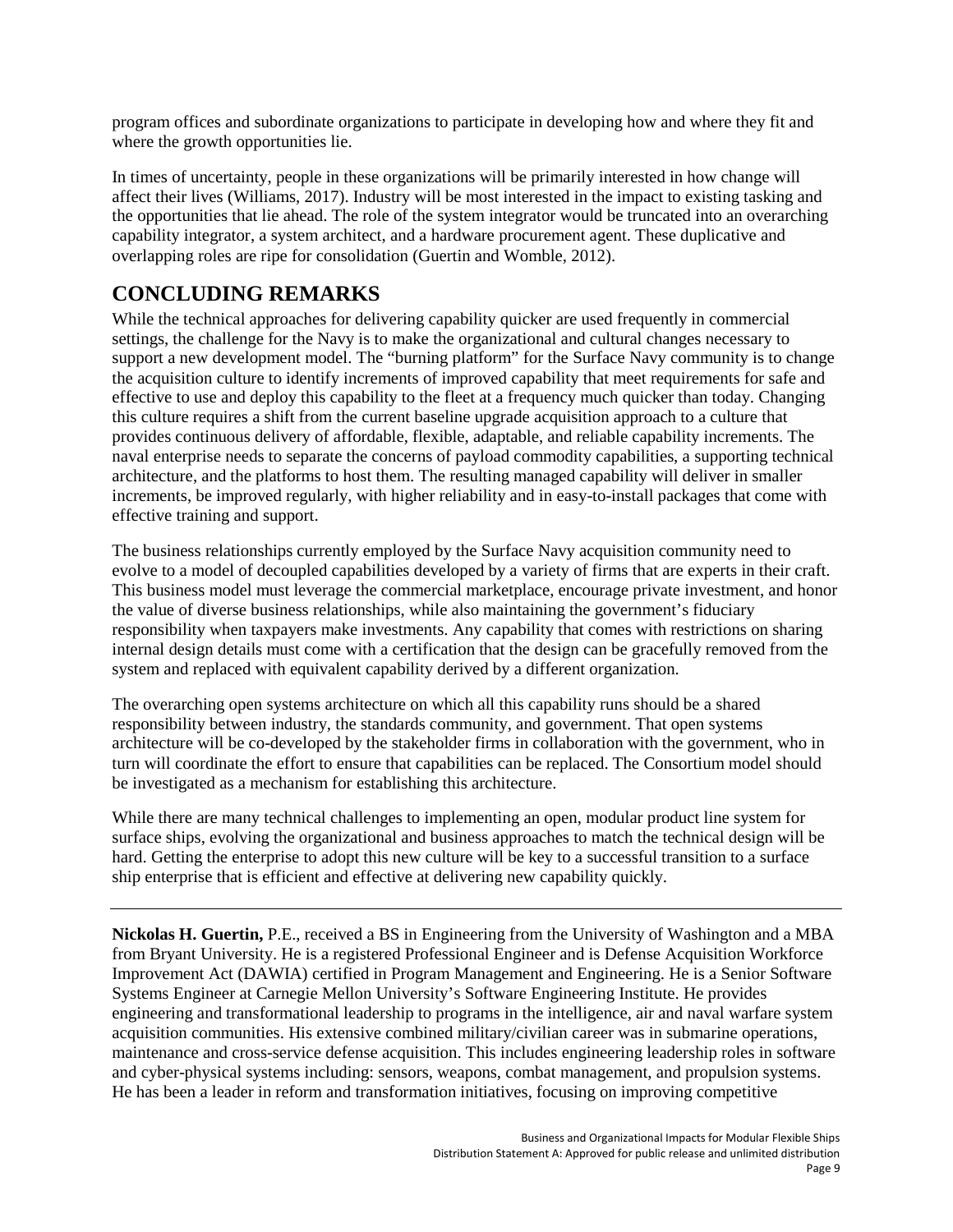program offices and subordinate organizations to participate in developing how and where they fit and where the growth opportunities lie.

In times of uncertainty, people in these organizations will be primarily interested in how change will affect their lives (Williams, 2017). Industry will be most interested in the impact to existing tasking and the opportunities that lie ahead. The role of the system integrator would be truncated into an overarching capability integrator, a system architect, and a hardware procurement agent. These duplicative and overlapping roles are ripe for consolidation (Guertin and Womble, 2012).

## CONCLUDING REMARKS

While the technical approaches for delivering capability quicker are used frequently in commercial settings, the challenge for the Navy is to make the organizational and cultural changes necessary to support a new development model. The "burning platform" for the Surface Navy community is to change the acquisition culture to identify increments of improved capability that meet requirements for safe and effective to use and deploy this capability to the fleet at a frequency much quicker than today. Changing this culture requires a shift from the current baseline upgrade acquisition approach to a culture that provides continuous delivery of affordable, flexible, adaptable, and reliable capability increments. The naval enterprise needs to separate the concerns of payload commodity capabilities, a supporting technical architecture, and the platforms to host them. The resulting managed capability will deliver in smaller increments, be improved regularly, with higher reliability and in easy-to-install packages that come with effective training and support.

The business relationships currently employed by the Surface Navy acquisition community need to evolve to a model of decoupled capabilities developed by a variety of firms that are experts in their craft. This business model must leverage the commercial marketplace, encourage private investment, and honor the value of diverse business relationships, while also maintaining the government's fiduciary responsibility when taxpayers make investments. Any capability that comes with restrictions on sharing internal design details must come with a certification that the design can be gracefully removed from the system and replaced with equivalent capability derived by a different organization.

The overarching open systems architecture on which all this capability runs should be a shared responsibility between industry, the standards community, and government. That open systems architecture will be co-developed by the stakeholder firms in collaboration with the government, who in turn will coordinate the effort to ensure that capabilities can be replaced. The Consortium model should be investigated as a mechanism for establishing this architecture.

While there are many technical challenges to implementing an open, modular product line system for surface ships, evolving the organizational and business approaches to match the technical design will be hard. Getting the enterprise to adopt this new culture will be key to a successful transition to a surface ship enterprise that is efficient and effective at delivering new capability quickly.

---

**Nickolas H. Guertin,** P.E., received a BS in Engineering from the University of Washington and a MBA from Bryant University. He is a registered Professional Engineer and is Defense Acquisition Workforce Improvement Act (DAWIA) certified in Program Management and Engineering. He is a Senior Software Systems Engineer at Carnegie Mellon University's Software Engineering Institute. He provides engineering and transformational leadership to programs in the intelligence, air and naval warfare system acquisition communities. His extensive combined military/civilian career was in submarine operations, maintenance and cross-service defense acquisition. This includes engineering leadership roles in software and cyber-physical systems including: sensors, weapons, combat management, and propulsion systems. He has been a leader in reform and transformation initiatives, focusing on improving competitive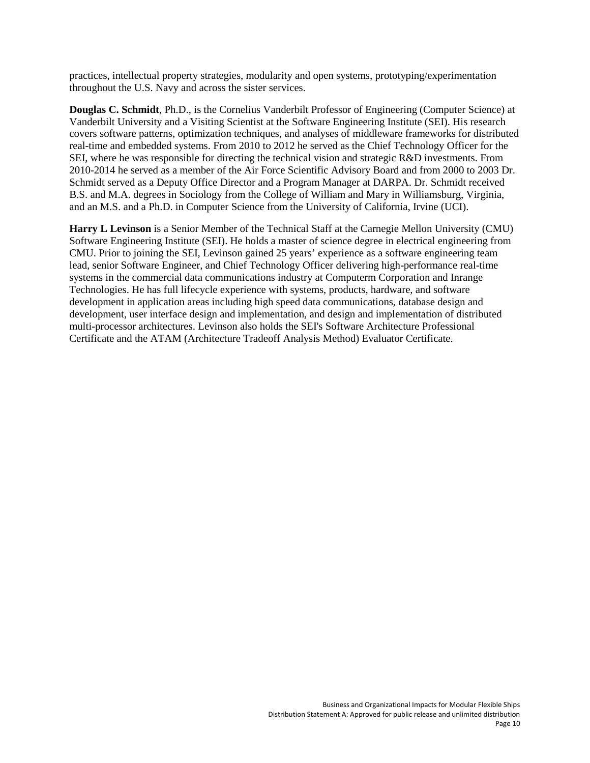practices, intellectual property strategies, modularity and open systems, prototyping/experimentation throughout the U.S. Navy and across the sister services.

**Douglas C. Schmidt**, Ph.D., is the Cornelius Vanderbilt Professor of Engineering (Computer Science) at Vanderbilt University and a Visiting Scientist at the Software Engineering Institute (SEI). His research covers software patterns, optimization techniques, and analyses of middleware frameworks for distributed real-time and embedded systems. From 2010 to 2012 he served as the Chief Technology Officer for the SEI, where he was responsible for directing the technical vision and strategic R&D investments. From 2010-2014 he served as a member of the Air Force Scientific Advisory Board and from 2000 to 2003 Dr. Schmidt served as a Deputy Office Director and a Program Manager at DARPA. Dr. Schmidt received B.S. and M.A. degrees in Sociology from the College of William and Mary in Williamsburg, Virginia, and an M.S. and a Ph.D. in Computer Science from the University of California, Irvine (UCI).

**Harry L Levinson** is a Senior Member of the Technical Staff at the Carnegie Mellon University (CMU) Software Engineering Institute (SEI). He holds a master of science degree in electrical engineering from CMU. Prior to joining the SEI, Levinson gained 25 years' experience as a software engineering team lead, senior Software Engineer, and Chief Technology Officer delivering high-performance real-time systems in the commercial data communications industry at Computerm Corporation and Inrange Technologies. He has full lifecycle experience with systems, products, hardware, and software development in application areas including high speed data communications, database design and development, user interface design and implementation, and design and implementation of distributed multi-processor architectures. Levinson also holds the SEI's Software Architecture Professional Certificate and the ATAM (Architecture Tradeoff Analysis Method) Evaluator Certificate.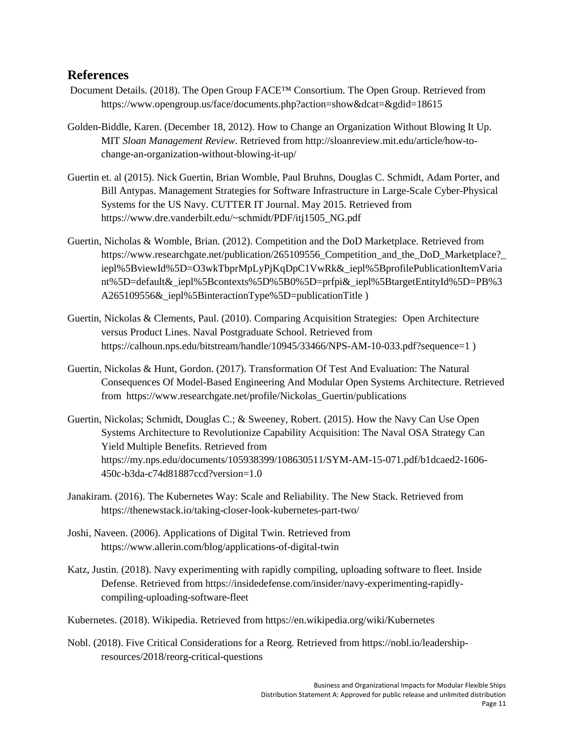## References

Document Details. (2018). The Open Group FACE™ Consortium. The Open Group. Retrieved from https://www.opengroup.us/face/documents.php?action=show&dcat=&gdid=18615

Golden-Biddle, Karen. (December 18, 2012). How to Change an Organization Without Blowing It Up. MIT *Sloan Management Review*. Retrieved from http://sloanreview.mit.edu/article/how-to-change-an-organization-without-blowing-it-up/

Guertin et. al (2015). Nick Guertin, Brian Womble, Paul Bruhns, Douglas C. Schmidt, Adam Porter, and Bill Antypas. Management Strategies for Software Infrastructure in Large-Scale Cyber-Physical Systems for the US Navy. CUTTER IT Journal. May 2015. Retrieved from https://www.dre.vanderbilt.edu/~schmidt/PDF/itj1505_NG.pdf

Guertin, Nicholas & Womble, Brian. (2012). Competition and the DoD Marketplace. Retrieved from https://www.researchgate.net/publication/265109556_Competition_and_the_DoD_Marketplace?_iepl%5BviewId%5D=O3wkTbprMpLyPjKqDpC1VwRk&_iepl%5BprofilePublicationItemVariant%5D=default&_iepl%5Bcontexts%5D%5B0%5D=prfpi&_iepl%5BtargetEntityId%5D=PB%3A265109556&_iepl%5BinteractionType%5D=publicationTitle )

Guertin, Nickolas & Clements, Paul. (2010). Comparing Acquisition Strategies: Open Architecture versus Product Lines. Naval Postgraduate School. Retrieved from https://calhoun.nps.edu/bitstream/handle/10945/33466/NPS-AM-10-033.pdf?sequence=1 )

Guertin, Nickolas & Hunt, Gordon. (2017). Transformation Of Test And Evaluation: The Natural Consequences Of Model-Based Engineering And Modular Open Systems Architecture. Retrieved from https://www.researchgate.net/profile/Nickolas_Guertin/publications

Guertin, Nickolas; Schmidt, Douglas C.; & Sweeney, Robert. (2015). How the Navy Can Use Open Systems Architecture to Revolutionize Capability Acquisition: The Naval OSA Strategy Can Yield Multiple Benefits. Retrieved from https://my.nps.edu/documents/105938399/108630511/SYM-AM-15-071.pdf/b1dcaed2-1606-450c-b3da-c74d81887ccd?version=1.0

Janakiram. (2016). The Kubernetes Way: Scale and Reliability. The New Stack. Retrieved from https://thenewstack.io/taking-closer-look-kubernetes-part-two/

Joshi, Naveen. (2006). Applications of Digital Twin. Retrieved from https://www.allerin.com/blog/applications-of-digital-twin

Katz, Justin. (2018). Navy experimenting with rapidly compiling, uploading software to fleet. Inside Defense. Retrieved from https://insidedefense.com/insider/navy-experimenting-rapidly-compiling-uploading-software-fleet

Kubernetes. (2018). Wikipedia. Retrieved from https://en.wikipedia.org/wiki/Kubernetes

Nobl. (2018). Five Critical Considerations for a Reorg. Retrieved from https://nobl.io/leadership-resources/2018/reorg-critical-questions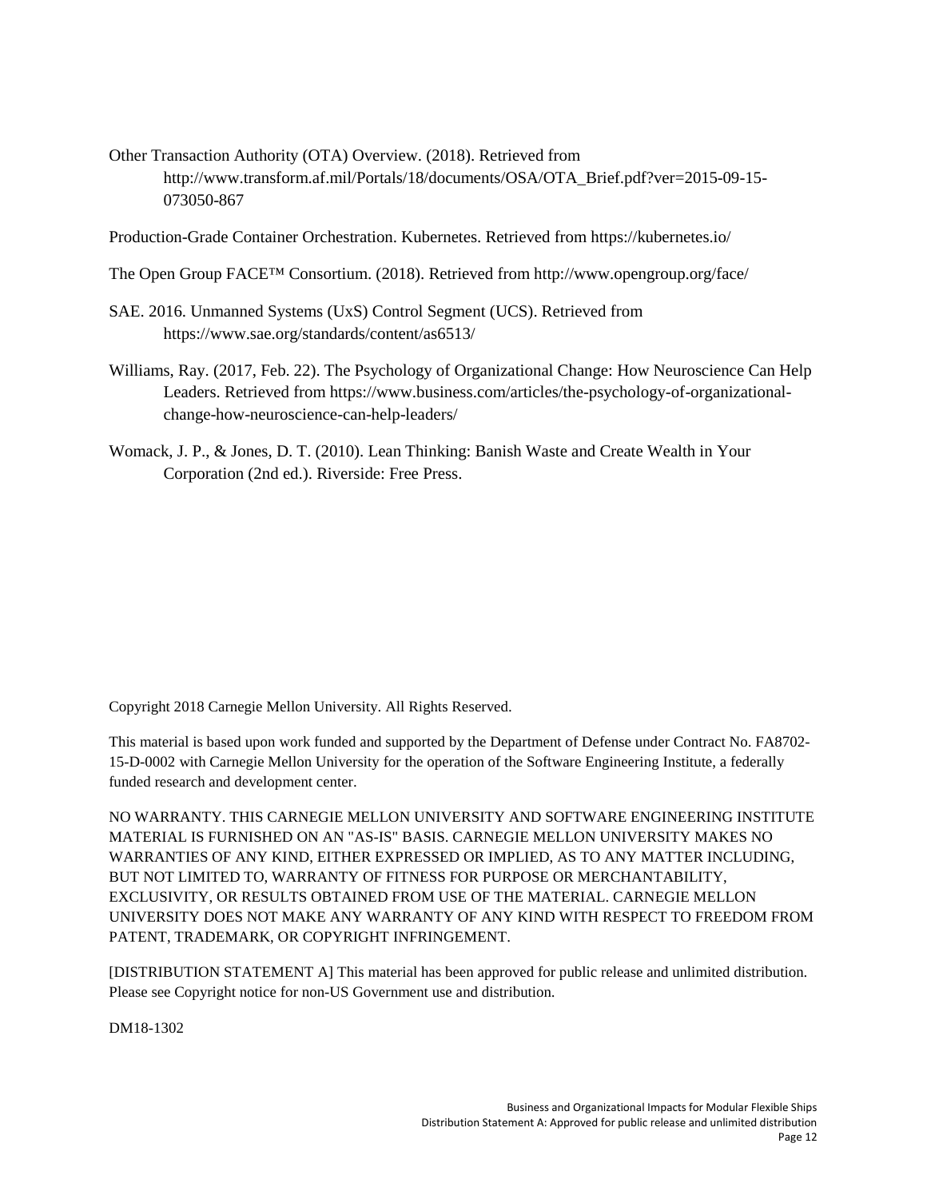Other Transaction Authority (OTA) Overview. (2018). Retrieved from http://www.transform.af.mil/Portals/18/documents/OSA/OTA_Brief.pdf?ver=2015-09-15-073050-867

Production-Grade Container Orchestration. Kubernetes. Retrieved from https://kubernetes.io/

The Open Group FACE™ Consortium. (2018). Retrieved from http://www.opengroup.org/face/

SAE. 2016. Unmanned Systems (UxS) Control Segment (UCS). Retrieved from https://www.sae.org/standards/content/as6513/

Williams, Ray. (2017, Feb. 22). The Psychology of Organizational Change: How Neuroscience Can Help Leaders. Retrieved from https://www.business.com/articles/the-psychology-of-organizational-change-how-neuroscience-can-help-leaders/

Womack, J. P., & Jones, D. T. (2010). Lean Thinking: Banish Waste and Create Wealth in Your Corporation (2nd ed.). Riverside: Free Press.

Copyright 2018 Carnegie Mellon University. All Rights Reserved.

This material is based upon work funded and supported by the Department of Defense under Contract No. FA8702-15-D-0002 with Carnegie Mellon University for the operation of the Software Engineering Institute, a federally funded research and development center.

NO WARRANTY. THIS CARNEGIE MELLON UNIVERSITY AND SOFTWARE ENGINEERING INSTITUTE MATERIAL IS FURNISHED ON AN "AS-IS" BASIS. CARNEGIE MELLON UNIVERSITY MAKES NO WARRANTIES OF ANY KIND, EITHER EXPRESSED OR IMPLIED, AS TO ANY MATTER INCLUDING, BUT NOT LIMITED TO, WARRANTY OF FITNESS FOR PURPOSE OR MERCHANTABILITY, EXCLUSIVITY, OR RESULTS OBTAINED FROM USE OF THE MATERIAL. CARNEGIE MELLON UNIVERSITY DOES NOT MAKE ANY WARRANTY OF ANY KIND WITH RESPECT TO FREEDOM FROM PATENT, TRADEMARK, OR COPYRIGHT INFRINGEMENT.

[DISTRIBUTION STATEMENT A] This material has been approved for public release and unlimited distribution. Please see Copyright notice for non-US Government use and distribution.

DM18-1302